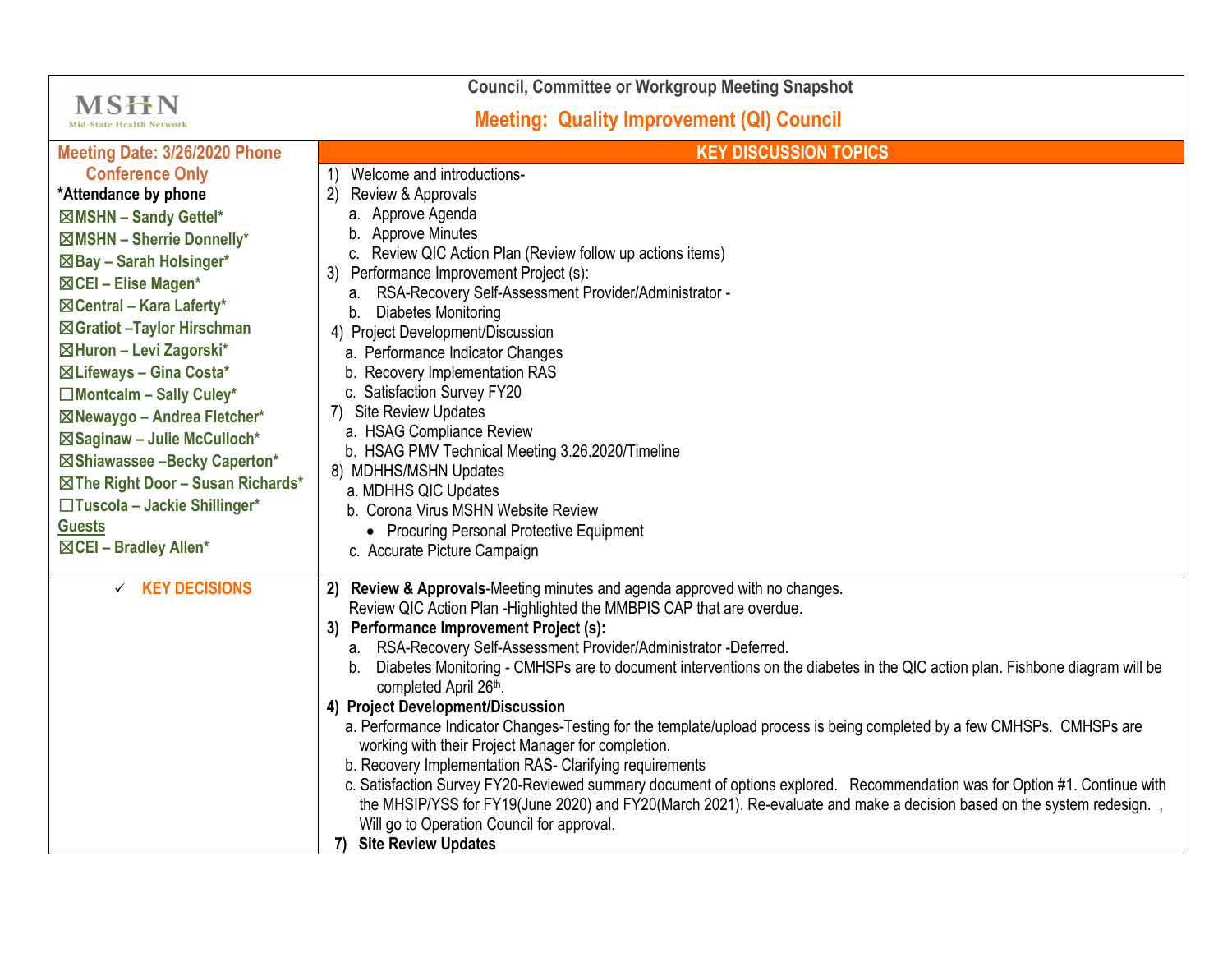MSHN
Mid-State Health Network

## Council, Committee or Workgroup Meeting Snapshot

## Meeting: Quality Improvement (QI) Council

| Meeting Date: 3/26/2020 Phone Conference Only | KEY DISCUSSION TOPICS |
|---|---|
| **\*Attendance by phone**<br>☒MSHN – Sandy Gettel\*<br>☒MSHN – Sherrie Donnelly\*<br>☒Bay – Sarah Holsinger\*<br>☒CEI – Elise Magen\*<br>☒Central – Kara Laferty\*<br>☒Gratiot –Taylor Hirschman<br>☒Huron – Levi Zagorski\*<br>☒Lifeways – Gina Costa\*<br>☐Montcalm – Sally Culey\*<br>☒Newaygo – Andrea Fletcher\*<br>☒Saginaw – Julie McCulloch\*<br>☒Shiawassee –Becky Caperton\*<br>☒The Right Door – Susan Richards\*<br>☐Tuscola – Jackie Shillinger\*<br>Guests<br>☒CEI – Bradley Allen\* | 1) Welcome and introductions-<br>2) Review & Approvals<br>a. Approve Agenda<br>b. Approve Minutes<br>c. Review QIC Action Plan (Review follow up actions items)<br>3) Performance Improvement Project (s):<br>a. RSA-Recovery Self-Assessment Provider/Administrator -<br>b. Diabetes Monitoring<br>4) Project Development/Discussion<br>a. Performance Indicator Changes<br>b. Recovery Implementation RAS<br>c. Satisfaction Survey FY20<br>7) Site Review Updates<br>a. HSAG Compliance Review<br>b. HSAG PMV Technical Meeting 3.26.2020/Timeline<br>8) MDHHS/MSHN Updates<br>a. MDHHS QIC Updates<br>b. Corona Virus MSHN Website Review<br>• Procuring Personal Protective Equipment<br>c. Accurate Picture Campaign |
| ✓ KEY DECISIONS | **2) Review & Approvals**-Meeting minutes and agenda approved with no changes.<br>Review QIC Action Plan -Highlighted the MMBPIS CAP that are overdue.<br>**3) Performance Improvement Project (s):**<br>a. RSA-Recovery Self-Assessment Provider/Administrator -Deferred.<br>b. Diabetes Monitoring - CMHSPs are to document interventions on the diabetes in the QIC action plan. Fishbone diagram will be completed April 26th.<br>**4) Project Development/Discussion**<br>a. Performance Indicator Changes-Testing for the template/upload process is being completed by a few CMHSPs. CMHSPs are working with their Project Manager for completion.<br>b. Recovery Implementation RAS- Clarifying requirements<br>c. Satisfaction Survey FY20-Reviewed summary document of options explored. Recommendation was for Option #1. Continue with the MHSIP/YSS for FY19(June 2020) and FY20(March 2021). Re-evaluate and make a decision based on the system redesign. , Will go to Operation Council for approval.<br>**7) Site Review Updates** |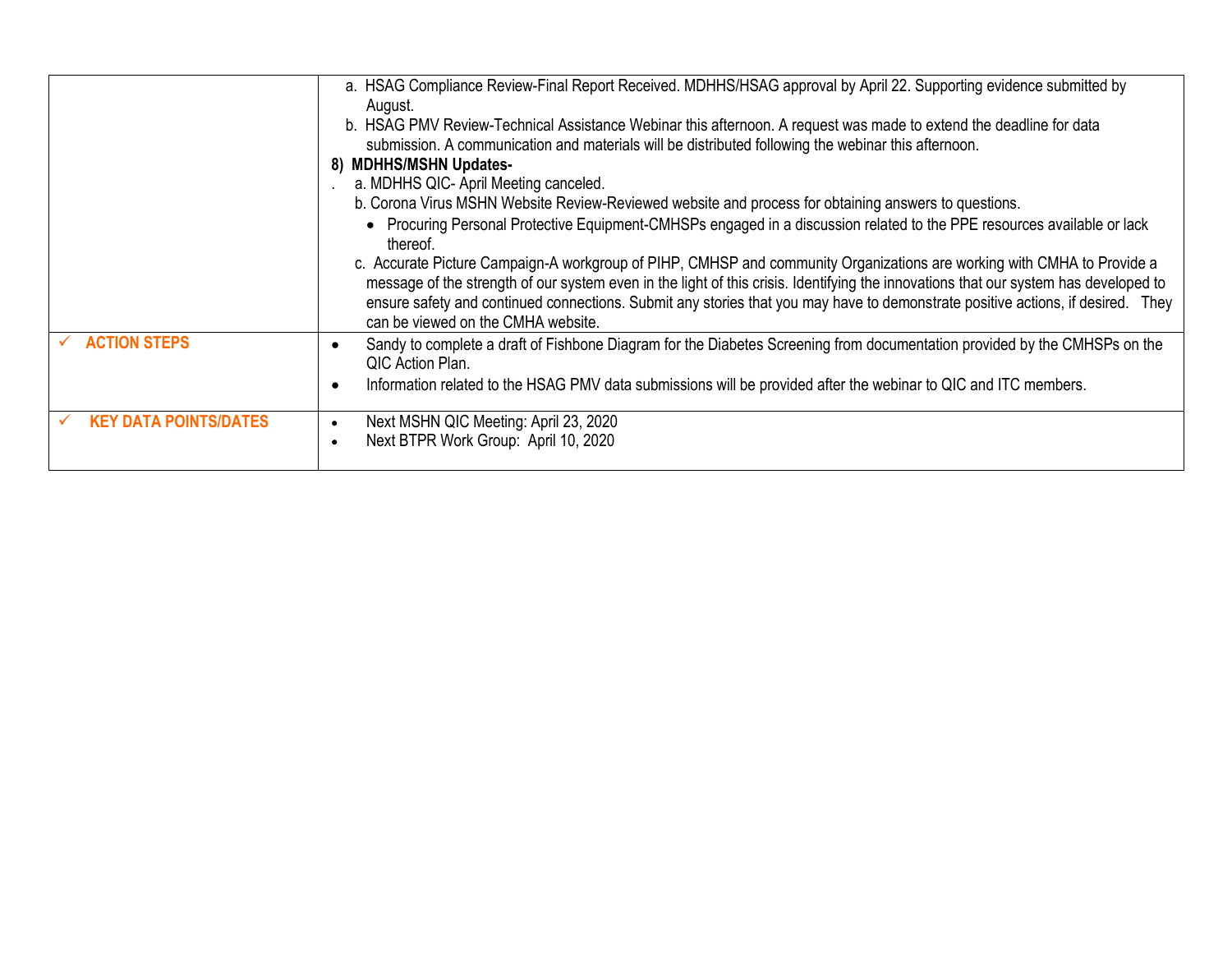| | |
|---|---|
| | a. HSAG Compliance Review-Final Report Received. MDHHS/HSAG approval by April 22. Supporting evidence submitted by August.<br>b. HSAG PMV Review-Technical Assistance Webinar this afternoon. A request was made to extend the deadline for data submission. A communication and materials will be distributed following the webinar this afternoon.<br>**8) MDHHS/MSHN Updates-**<br>. a. MDHHS QIC- April Meeting canceled.<br>b. Corona Virus MSHN Website Review-Reviewed website and process for obtaining answers to questions.<br>• Procuring Personal Protective Equipment-CMHSPs engaged in a discussion related to the PPE resources available or lack thereof.<br>c. Accurate Picture Campaign-A workgroup of PIHP, CMHSP and community Organizations are working with CMHA to Provide a message of the strength of our system even in the light of this crisis. Identifying the innovations that our system has developed to ensure safety and continued connections. Submit any stories that you may have to demonstrate positive actions, if desired. They can be viewed on the CMHA website. |
| ✓ **ACTION STEPS** | • Sandy to complete a draft of Fishbone Diagram for the Diabetes Screening from documentation provided by the CMHSPs on the QIC Action Plan.<br>• Information related to the HSAG PMV data submissions will be provided after the webinar to QIC and ITC members. |
| ✓ **KEY DATA POINTS/DATES** | • Next MSHN QIC Meeting: April 23, 2020<br>• Next BTPR Work Group: April 10, 2020 |